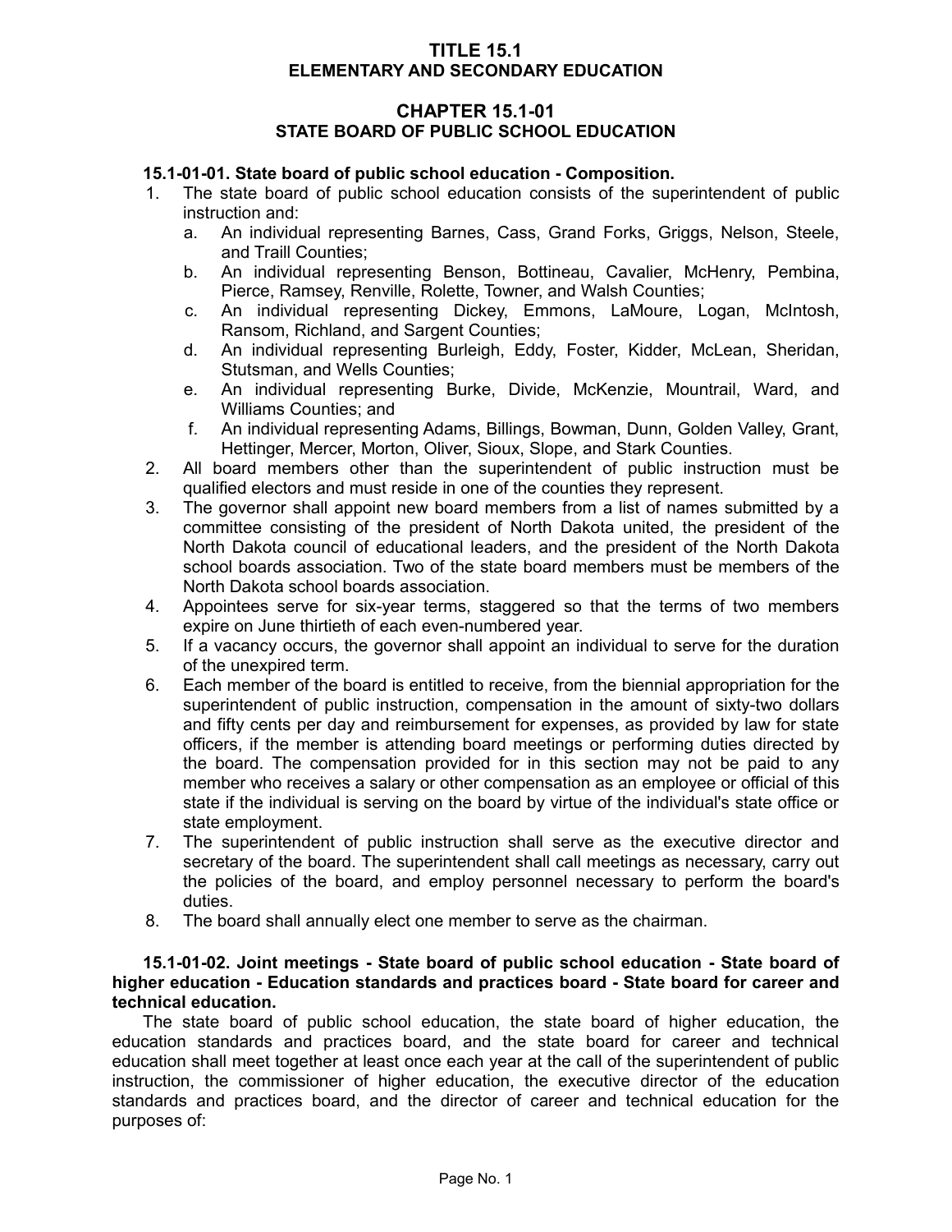# TITLE 15.1
# ELEMENTARY AND SECONDARY EDUCATION

## CHAPTER 15.1-01
## STATE BOARD OF PUBLIC SCHOOL EDUCATION

**15.1-01-01. State board of public school education - Composition.**

1. The state board of public school education consists of the superintendent of public instruction and:
   a. An individual representing Barnes, Cass, Grand Forks, Griggs, Nelson, Steele, and Traill Counties;
   b. An individual representing Benson, Bottineau, Cavalier, McHenry, Pembina, Pierce, Ramsey, Renville, Rolette, Towner, and Walsh Counties;
   c. An individual representing Dickey, Emmons, LaMoure, Logan, McIntosh, Ransom, Richland, and Sargent Counties;
   d. An individual representing Burleigh, Eddy, Foster, Kidder, McLean, Sheridan, Stutsman, and Wells Counties;
   e. An individual representing Burke, Divide, McKenzie, Mountrail, Ward, and Williams Counties; and
   f. An individual representing Adams, Billings, Bowman, Dunn, Golden Valley, Grant, Hettinger, Mercer, Morton, Oliver, Sioux, Slope, and Stark Counties.
2. All board members other than the superintendent of public instruction must be qualified electors and must reside in one of the counties they represent.
3. The governor shall appoint new board members from a list of names submitted by a committee consisting of the president of North Dakota united, the president of the North Dakota council of educational leaders, and the president of the North Dakota school boards association. Two of the state board members must be members of the North Dakota school boards association.
4. Appointees serve for six-year terms, staggered so that the terms of two members expire on June thirtieth of each even-numbered year.
5. If a vacancy occurs, the governor shall appoint an individual to serve for the duration of the unexpired term.
6. Each member of the board is entitled to receive, from the biennial appropriation for the superintendent of public instruction, compensation in the amount of sixty-two dollars and fifty cents per day and reimbursement for expenses, as provided by law for state officers, if the member is attending board meetings or performing duties directed by the board. The compensation provided for in this section may not be paid to any member who receives a salary or other compensation as an employee or official of this state if the individual is serving on the board by virtue of the individual's state office or state employment.
7. The superintendent of public instruction shall serve as the executive director and secretary of the board. The superintendent shall call meetings as necessary, carry out the policies of the board, and employ personnel necessary to perform the board's duties.
8. The board shall annually elect one member to serve as the chairman.

**15.1-01-02. Joint meetings - State board of public school education - State board of higher education - Education standards and practices board - State board for career and technical education.**

The state board of public school education, the state board of higher education, the education standards and practices board, and the state board for career and technical education shall meet together at least once each year at the call of the superintendent of public instruction, the commissioner of higher education, the executive director of the education standards and practices board, and the director of career and technical education for the purposes of: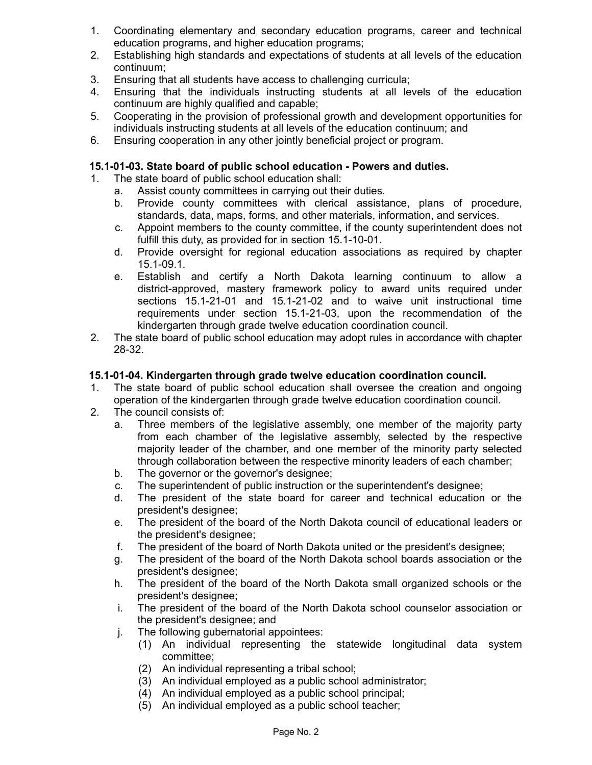1. Coordinating elementary and secondary education programs, career and technical education programs, and higher education programs;
2. Establishing high standards and expectations of students at all levels of the education continuum;
3. Ensuring that all students have access to challenging curricula;
4. Ensuring that the individuals instructing students at all levels of the education continuum are highly qualified and capable;
5. Cooperating in the provision of professional growth and development opportunities for individuals instructing students at all levels of the education continuum; and
6. Ensuring cooperation in any other jointly beneficial project or program.

**15.1-01-03. State board of public school education - Powers and duties.**

1. The state board of public school education shall:
   a. Assist county committees in carrying out their duties.
   b. Provide county committees with clerical assistance, plans of procedure, standards, data, maps, forms, and other materials, information, and services.
   c. Appoint members to the county committee, if the county superintendent does not fulfill this duty, as provided for in section 15.1-10-01.
   d. Provide oversight for regional education associations as required by chapter 15.1-09.1.
   e. Establish and certify a North Dakota learning continuum to allow a district-approved, mastery framework policy to award units required under sections 15.1-21-01 and 15.1-21-02 and to waive unit instructional time requirements under section 15.1-21-03, upon the recommendation of the kindergarten through grade twelve education coordination council.
2. The state board of public school education may adopt rules in accordance with chapter 28-32.

**15.1-01-04. Kindergarten through grade twelve education coordination council.**

1. The state board of public school education shall oversee the creation and ongoing operation of the kindergarten through grade twelve education coordination council.
2. The council consists of:
   a. Three members of the legislative assembly, one member of the majority party from each chamber of the legislative assembly, selected by the respective majority leader of the chamber, and one member of the minority party selected through collaboration between the respective minority leaders of each chamber;
   b. The governor or the governor's designee;
   c. The superintendent of public instruction or the superintendent's designee;
   d. The president of the state board for career and technical education or the president's designee;
   e. The president of the board of the North Dakota council of educational leaders or the president's designee;
   f. The president of the board of North Dakota united or the president's designee;
   g. The president of the board of the North Dakota school boards association or the president's designee;
   h. The president of the board of the North Dakota small organized schools or the president's designee;
   i. The president of the board of the North Dakota school counselor association or the president's designee; and
   j. The following gubernatorial appointees:
      (1) An individual representing the statewide longitudinal data system committee;
      (2) An individual representing a tribal school;
      (3) An individual employed as a public school administrator;
      (4) An individual employed as a public school principal;
      (5) An individual employed as a public school teacher;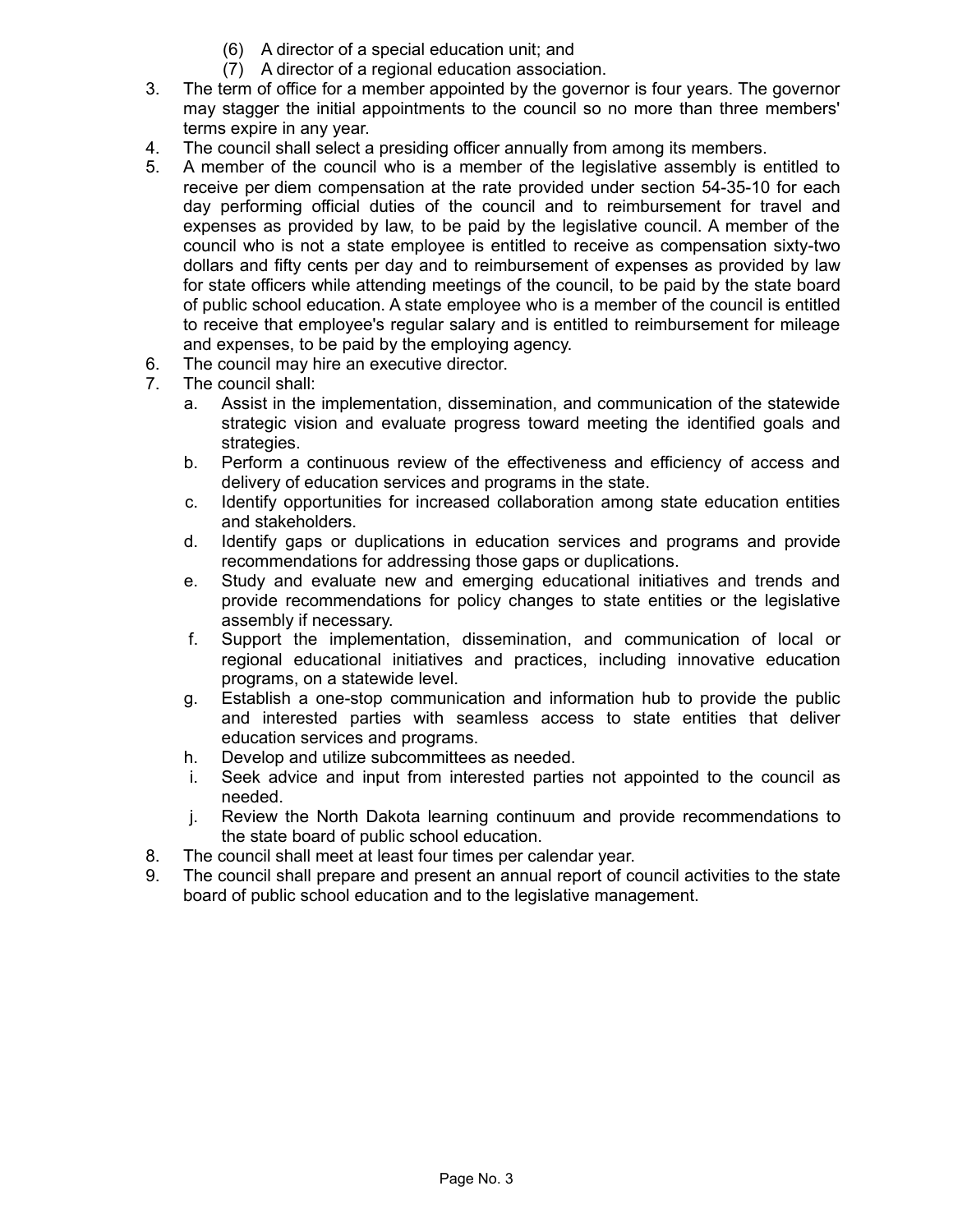(6) A director of a special education unit; and
(7) A director of a regional education association.

3. The term of office for a member appointed by the governor is four years. The governor may stagger the initial appointments to the council so no more than three members' terms expire in any year.
4. The council shall select a presiding officer annually from among its members.
5. A member of the council who is a member of the legislative assembly is entitled to receive per diem compensation at the rate provided under section 54-35-10 for each day performing official duties of the council and to reimbursement for travel and expenses as provided by law, to be paid by the legislative council. A member of the council who is not a state employee is entitled to receive as compensation sixty-two dollars and fifty cents per day and to reimbursement of expenses as provided by law for state officers while attending meetings of the council, to be paid by the state board of public school education. A state employee who is a member of the council is entitled to receive that employee's regular salary and is entitled to reimbursement for mileage and expenses, to be paid by the employing agency.
6. The council may hire an executive director.
7. The council shall:
   a. Assist in the implementation, dissemination, and communication of the statewide strategic vision and evaluate progress toward meeting the identified goals and strategies.
   b. Perform a continuous review of the effectiveness and efficiency of access and delivery of education services and programs in the state.
   c. Identify opportunities for increased collaboration among state education entities and stakeholders.
   d. Identify gaps or duplications in education services and programs and provide recommendations for addressing those gaps or duplications.
   e. Study and evaluate new and emerging educational initiatives and trends and provide recommendations for policy changes to state entities or the legislative assembly if necessary.
   f. Support the implementation, dissemination, and communication of local or regional educational initiatives and practices, including innovative education programs, on a statewide level.
   g. Establish a one-stop communication and information hub to provide the public and interested parties with seamless access to state entities that deliver education services and programs.
   h. Develop and utilize subcommittees as needed.
   i. Seek advice and input from interested parties not appointed to the council as needed.
   j. Review the North Dakota learning continuum and provide recommendations to the state board of public school education.
8. The council shall meet at least four times per calendar year.
9. The council shall prepare and present an annual report of council activities to the state board of public school education and to the legislative management.